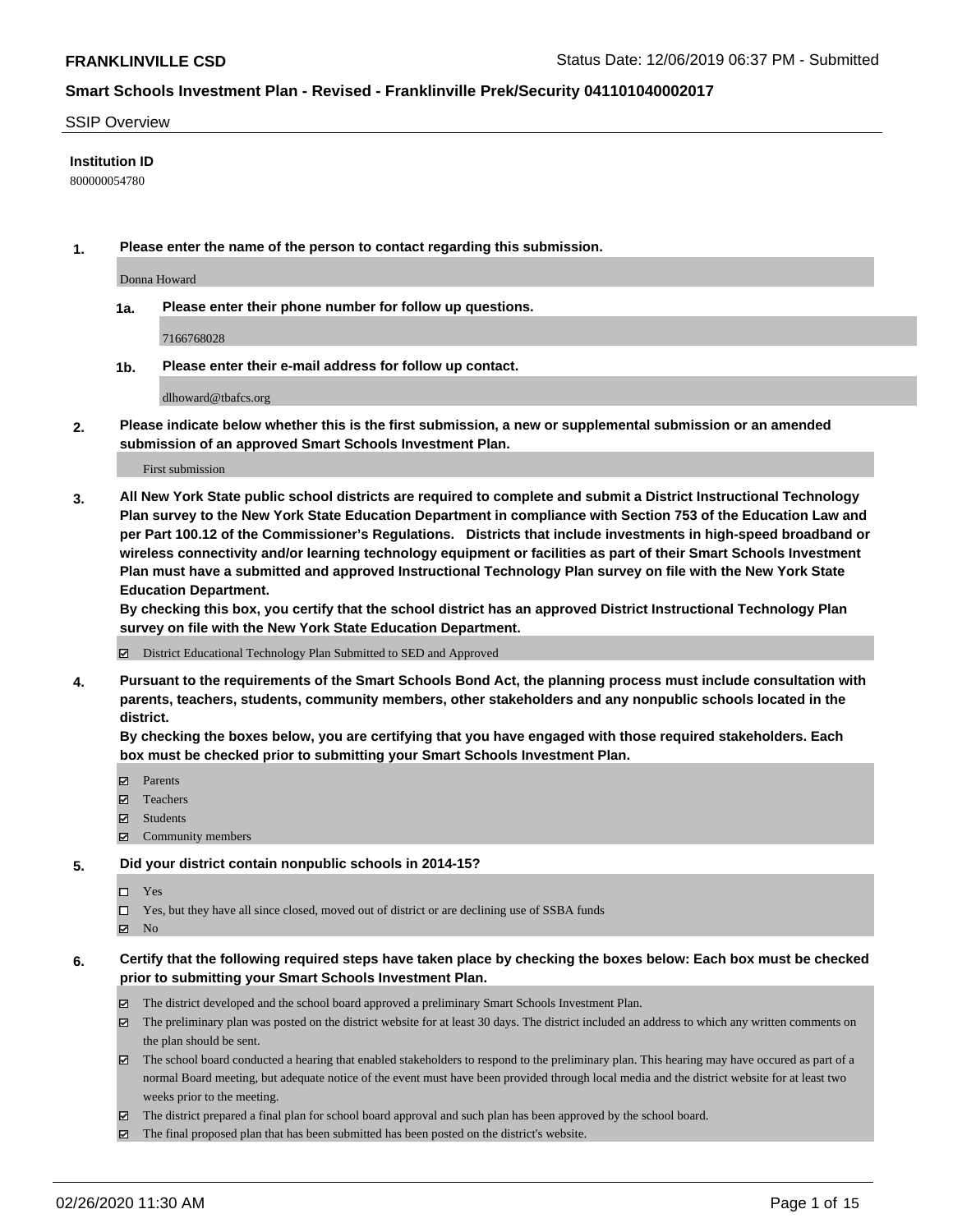**FRANKLINVILLE CSD** Status Date: 12/06/2019 06:37 PM - Submitted

## Smart Schools Investment Plan - Revised - Franklinville Prek/Security 041101040002017

SSIP Overview

**Institution ID**

800000054780

1. **Please enter the name of the person to contact regarding this submission.**

   Donna Howard

   1a. **Please enter their phone number for follow up questions.**

   7166768028

   1b. **Please enter their e-mail address for follow up contact.**

   dlhoward@tbafcs.org

2. **Please indicate below whether this is the first submission, a new or supplemental submission or an amended submission of an approved Smart Schools Investment Plan.**

   First submission

3. **All New York State public school districts are required to complete and submit a District Instructional Technology Plan survey to the New York State Education Department in compliance with Section 753 of the Education Law and per Part 100.12 of the Commissioner's Regulations. Districts that include investments in high-speed broadband or wireless connectivity and/or learning technology equipment or facilities as part of their Smart Schools Investment Plan must have a submitted and approved Instructional Technology Plan survey on file with the New York State Education Department.**
   **By checking this box, you certify that the school district has an approved District Instructional Technology Plan survey on file with the New York State Education Department.**

   ☑ District Educational Technology Plan Submitted to SED and Approved

4. **Pursuant to the requirements of the Smart Schools Bond Act, the planning process must include consultation with parents, teachers, students, community members, other stakeholders and any nonpublic schools located in the district.**
   **By checking the boxes below, you are certifying that you have engaged with those required stakeholders. Each box must be checked prior to submitting your Smart Schools Investment Plan.**

   ☑ Parents
   ☑ Teachers
   ☑ Students
   ☑ Community members

5. **Did your district contain nonpublic schools in 2014-15?**

   ☐ Yes
   ☐ Yes, but they have all since closed, moved out of district or are declining use of SSBA funds
   ☑ No

6. **Certify that the following required steps have taken place by checking the boxes below: Each box must be checked prior to submitting your Smart Schools Investment Plan.**

   ☑ The district developed and the school board approved a preliminary Smart Schools Investment Plan.
   ☑ The preliminary plan was posted on the district website for at least 30 days. The district included an address to which any written comments on the plan should be sent.
   ☑ The school board conducted a hearing that enabled stakeholders to respond to the preliminary plan. This hearing may have occured as part of a normal Board meeting, but adequate notice of the event must have been provided through local media and the district website for at least two weeks prior to the meeting.
   ☑ The district prepared a final plan for school board approval and such plan has been approved by the school board.
   ☑ The final proposed plan that has been submitted has been posted on the district's website.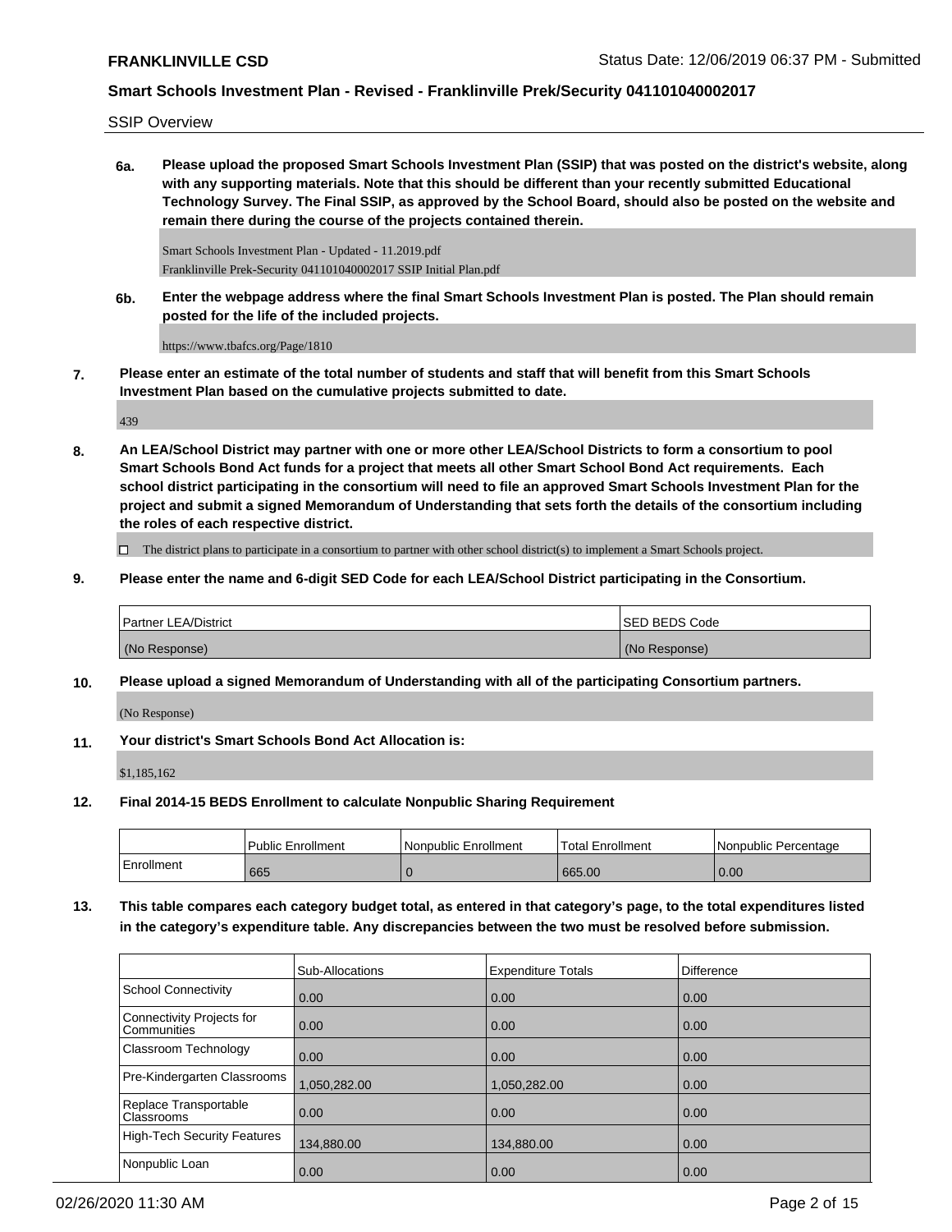SSIP Overview

**6a. Please upload the proposed Smart Schools Investment Plan (SSIP) that was posted on the district's website, along with any supporting materials. Note that this should be different than your recently submitted Educational Technology Survey. The Final SSIP, as approved by the School Board, should also be posted on the website and remain there during the course of the projects contained therein.**

Smart Schools Investment Plan - Updated - 11.2019.pdf
Franklinville Prek-Security 041101040002017 SSIP Initial Plan.pdf

**6b. Enter the webpage address where the final Smart Schools Investment Plan is posted. The Plan should remain posted for the life of the included projects.**

https://www.tbafcs.org/Page/1810

**7. Please enter an estimate of the total number of students and staff that will benefit from this Smart Schools Investment Plan based on the cumulative projects submitted to date.**

439

**8. An LEA/School District may partner with one or more other LEA/School Districts to form a consortium to pool Smart Schools Bond Act funds for a project that meets all other Smart School Bond Act requirements. Each school district participating in the consortium will need to file an approved Smart Schools Investment Plan for the project and submit a signed Memorandum of Understanding that sets forth the details of the consortium including the roles of each respective district.**

☐ The district plans to participate in a consortium to partner with other school district(s) to implement a Smart Schools project.

**9. Please enter the name and 6-digit SED Code for each LEA/School District participating in the Consortium.**

| Partner LEA/District | SED BEDS Code |
| --- | --- |
| (No Response) | (No Response) |

**10. Please upload a signed Memorandum of Understanding with all of the participating Consortium partners.**

(No Response)

**11. Your district's Smart Schools Bond Act Allocation is:**

$1,185,162

**12. Final 2014-15 BEDS Enrollment to calculate Nonpublic Sharing Requirement**

| | Public Enrollment | Nonpublic Enrollment | Total Enrollment | Nonpublic Percentage |
| --- | --- | --- | --- | --- |
| Enrollment | 665 | 0 | 665.00 | 0.00 |

**13. This table compares each category budget total, as entered in that category's page, to the total expenditures listed in the category's expenditure table. Any discrepancies between the two must be resolved before submission.**

| | Sub-Allocations | Expenditure Totals | Difference |
| --- | --- | --- | --- |
| School Connectivity | 0.00 | 0.00 | 0.00 |
| Connectivity Projects for Communities | 0.00 | 0.00 | 0.00 |
| Classroom Technology | 0.00 | 0.00 | 0.00 |
| Pre-Kindergarten Classrooms | 1,050,282.00 | 1,050,282.00 | 0.00 |
| Replace Transportable Classrooms | 0.00 | 0.00 | 0.00 |
| High-Tech Security Features | 134,880.00 | 134,880.00 | 0.00 |
| Nonpublic Loan | 0.00 | 0.00 | 0.00 |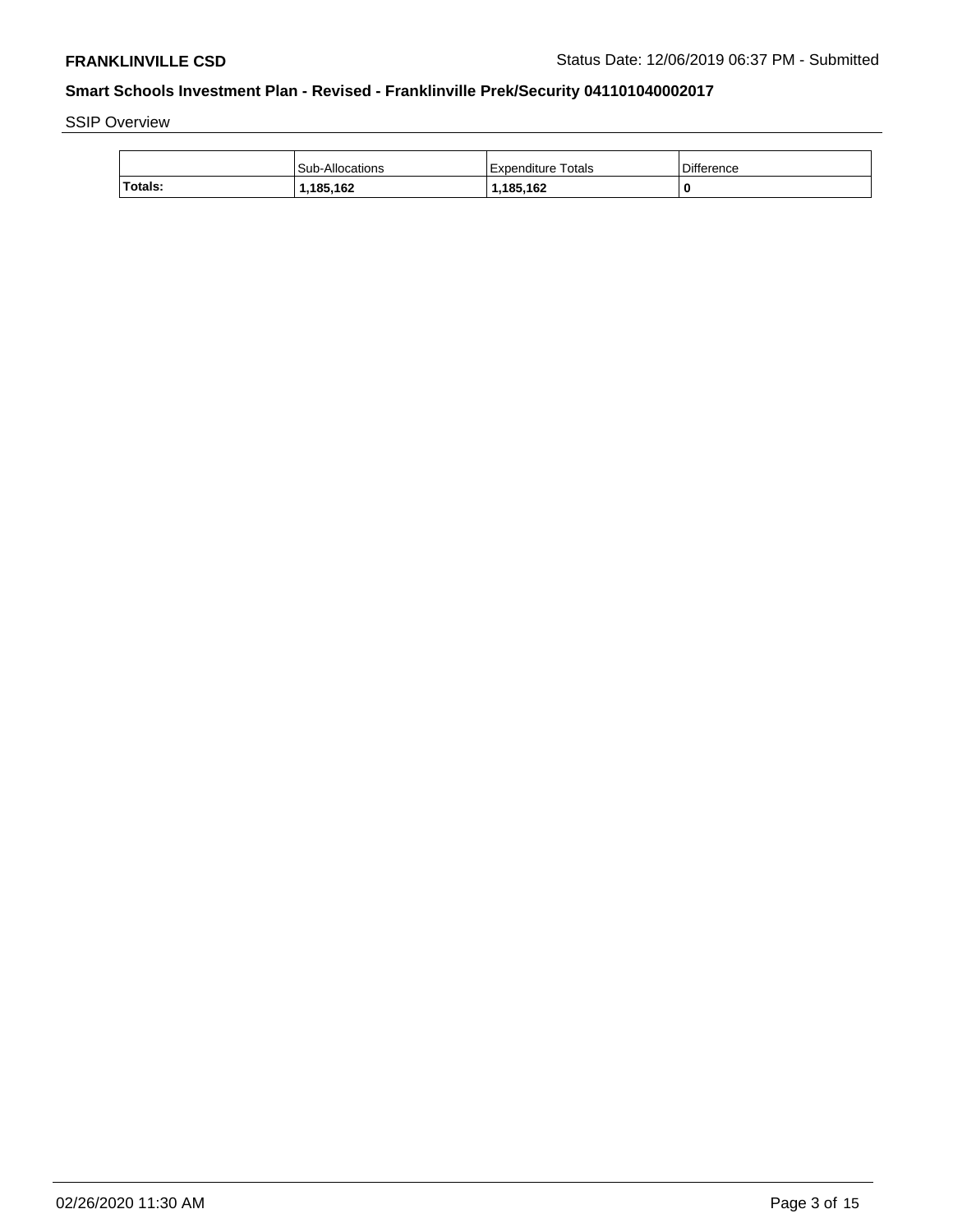SSIP Overview

| | Sub-Allocations | Expenditure Totals | Difference |
|---|---|---|---|
| **Totals:** | **1,185,162** | **1,185,162** | **0** |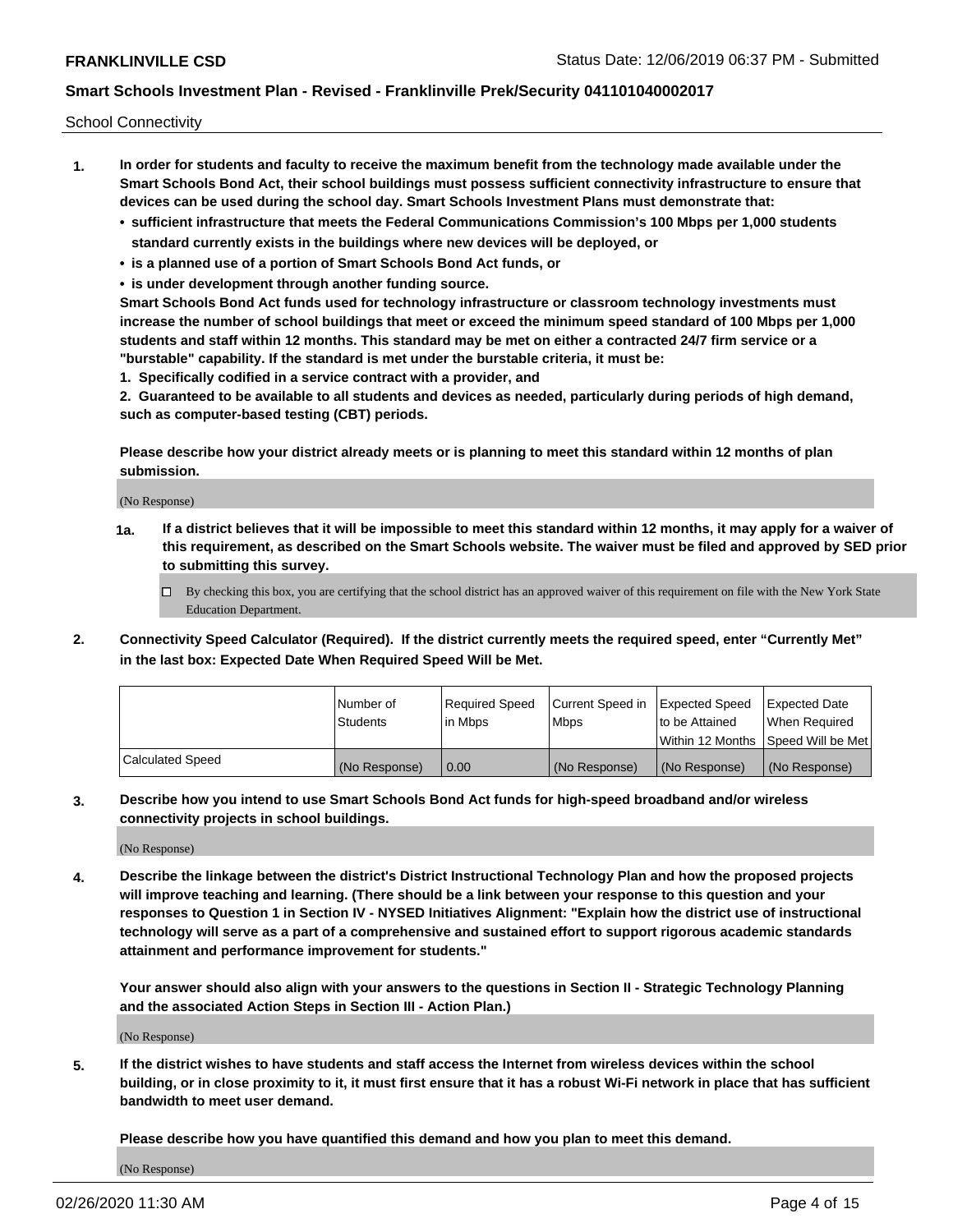School Connectivity

1. **In order for students and faculty to receive the maximum benefit from the technology made available under the Smart Schools Bond Act, their school buildings must possess sufficient connectivity infrastructure to ensure that devices can be used during the school day. Smart Schools Investment Plans must demonstrate that:**
   - **sufficient infrastructure that meets the Federal Communications Commission's 100 Mbps per 1,000 students standard currently exists in the buildings where new devices will be deployed, or**
   - **is a planned use of a portion of Smart Schools Bond Act funds, or**
   - **is under development through another funding source.**

   **Smart Schools Bond Act funds used for technology infrastructure or classroom technology investments must increase the number of school buildings that meet or exceed the minimum speed standard of 100 Mbps per 1,000 students and staff within 12 months. This standard may be met on either a contracted 24/7 firm service or a "burstable" capability. If the standard is met under the burstable criteria, it must be:**

   **1. Specifically codified in a service contract with a provider, and**

   **2. Guaranteed to be available to all students and devices as needed, particularly during periods of high demand, such as computer-based testing (CBT) periods.**

   **Please describe how your district already meets or is planning to meet this standard within 12 months of plan submission.**

   (No Response)

   **1a. If a district believes that it will be impossible to meet this standard within 12 months, it may apply for a waiver of this requirement, as described on the Smart Schools website. The waiver must be filed and approved by SED prior to submitting this survey.**

   ☐ By checking this box, you are certifying that the school district has an approved waiver of this requirement on file with the New York State Education Department.

2. **Connectivity Speed Calculator (Required). If the district currently meets the required speed, enter "Currently Met" in the last box: Expected Date When Required Speed Will be Met.**

| | Number of Students | Required Speed in Mbps | Current Speed in Mbps | Expected Speed to be Attained Within 12 Months | Expected Date When Required Speed Will be Met |
|---|---|---|---|---|---|
| Calculated Speed | (No Response) | 0.00 | (No Response) | (No Response) | (No Response) |

3. **Describe how you intend to use Smart Schools Bond Act funds for high-speed broadband and/or wireless connectivity projects in school buildings.**

   (No Response)

4. **Describe the linkage between the district's District Instructional Technology Plan and how the proposed projects will improve teaching and learning. (There should be a link between your response to this question and your responses to Question 1 in Section IV - NYSED Initiatives Alignment: "Explain how the district use of instructional technology will serve as a part of a comprehensive and sustained effort to support rigorous academic standards attainment and performance improvement for students."**

   **Your answer should also align with your answers to the questions in Section II - Strategic Technology Planning and the associated Action Steps in Section III - Action Plan.)**

   (No Response)

5. **If the district wishes to have students and staff access the Internet from wireless devices within the school building, or in close proximity to it, it must first ensure that it has a robust Wi-Fi network in place that has sufficient bandwidth to meet user demand.**

   **Please describe how you have quantified this demand and how you plan to meet this demand.**

   (No Response)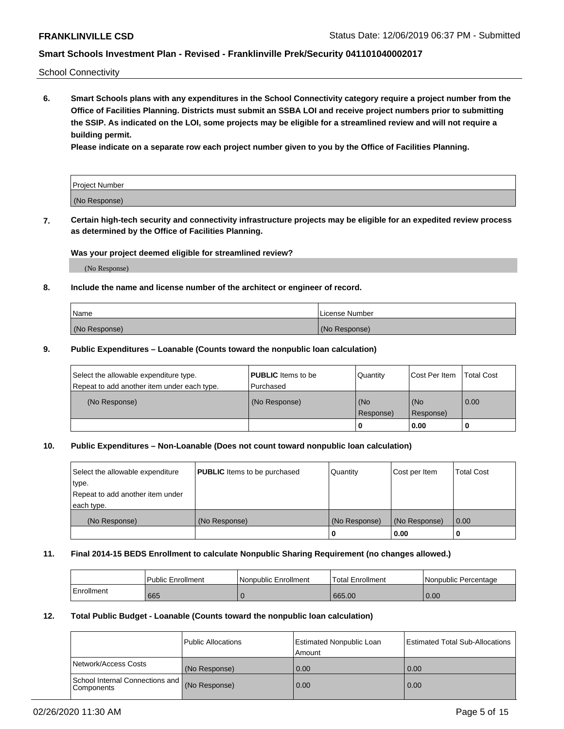School Connectivity

**6. Smart Schools plans with any expenditures in the School Connectivity category require a project number from the Office of Facilities Planning. Districts must submit an SSBA LOI and receive project numbers prior to submitting the SSIP. As indicated on the LOI, some projects may be eligible for a streamlined review and will not require a building permit.**

**Please indicate on a separate row each project number given to you by the Office of Facilities Planning.**

| Project Number |
|---|
| (No Response) |

**7. Certain high-tech security and connectivity infrastructure projects may be eligible for an expedited review process as determined by the Office of Facilities Planning.**

**Was your project deemed eligible for streamlined review?**

(No Response)

**8. Include the name and license number of the architect or engineer of record.**

| Name | License Number |
|---|---|
| (No Response) | (No Response) |

**9. Public Expenditures – Loanable (Counts toward the nonpublic loan calculation)**

| Select the allowable expenditure type. Repeat to add another item under each type. | **PUBLIC** Items to be Purchased | Quantity | Cost Per Item | Total Cost |
|---|---|---|---|---|
| (No Response) | (No Response) | (No Response) | (No Response) | 0.00 |
| | | 0 | 0.00 | 0 |

**10. Public Expenditures – Non-Loanable (Does not count toward nonpublic loan calculation)**

| Select the allowable expenditure type. Repeat to add another item under each type. | **PUBLIC** Items to be purchased | Quantity | Cost per Item | Total Cost |
|---|---|---|---|---|
| (No Response) | (No Response) | (No Response) | (No Response) | 0.00 |
| | | 0 | 0.00 | 0 |

**11. Final 2014-15 BEDS Enrollment to calculate Nonpublic Sharing Requirement (no changes allowed.)**

| | Public Enrollment | Nonpublic Enrollment | Total Enrollment | Nonpublic Percentage |
|---|---|---|---|---|
| Enrollment | 665 | 0 | 665.00 | 0.00 |

**12. Total Public Budget - Loanable (Counts toward the nonpublic loan calculation)**

| | Public Allocations | Estimated Nonpublic Loan Amount | Estimated Total Sub-Allocations |
|---|---|---|---|
| Network/Access Costs | (No Response) | 0.00 | 0.00 |
| School Internal Connections and Components | (No Response) | 0.00 | 0.00 |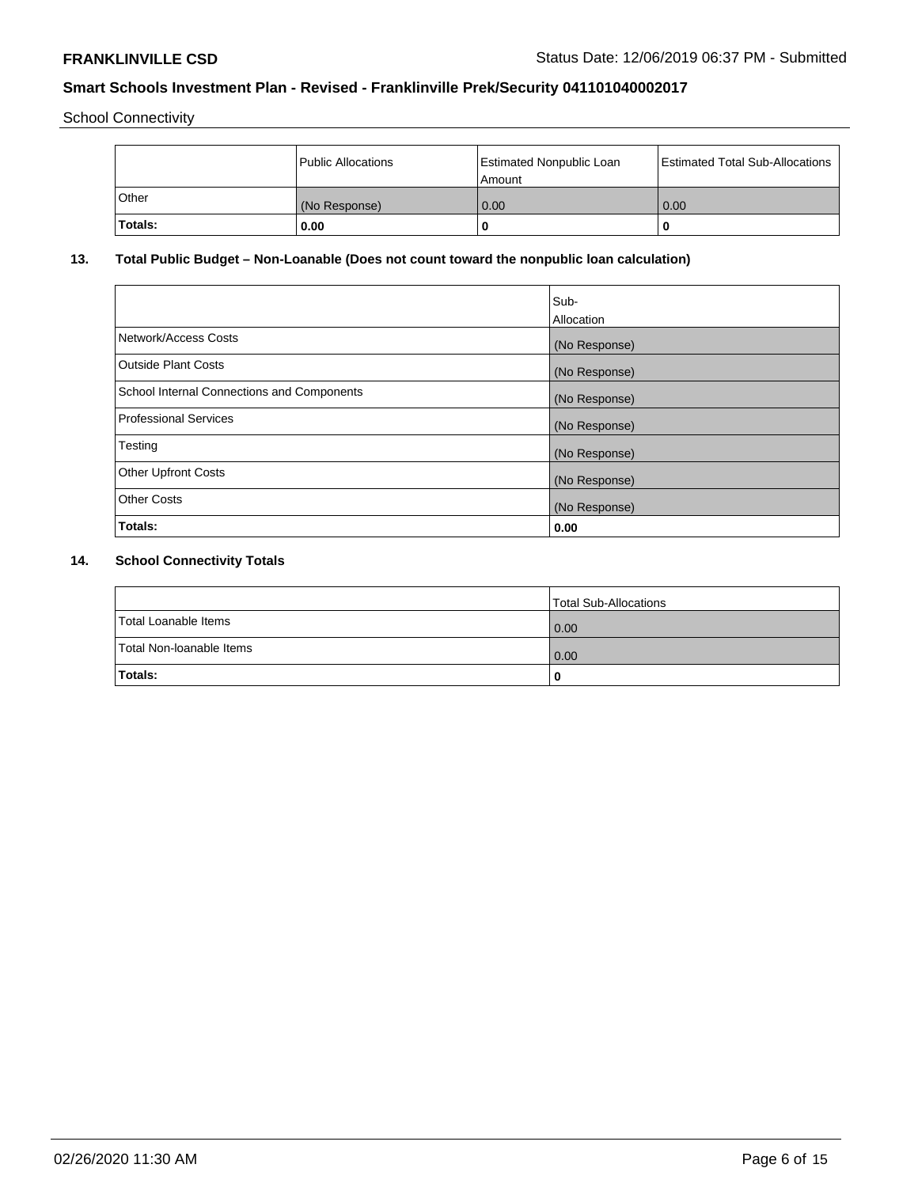School Connectivity

| | Public Allocations | Estimated Nonpublic Loan Amount | Estimated Total Sub-Allocations |
|---|---|---|---|
| Other | (No Response) | 0.00 | 0.00 |
| **Totals:** | **0.00** | **0** | **0** |

## 13. Total Public Budget – Non-Loanable (Does not count toward the nonpublic loan calculation)

| | Sub-Allocation |
|---|---|
| Network/Access Costs | (No Response) |
| Outside Plant Costs | (No Response) |
| School Internal Connections and Components | (No Response) |
| Professional Services | (No Response) |
| Testing | (No Response) |
| Other Upfront Costs | (No Response) |
| Other Costs | (No Response) |
| **Totals:** | **0.00** |

## 14. School Connectivity Totals

| | Total Sub-Allocations |
|---|---|
| Total Loanable Items | 0.00 |
| Total Non-loanable Items | 0.00 |
| **Totals:** | **0** |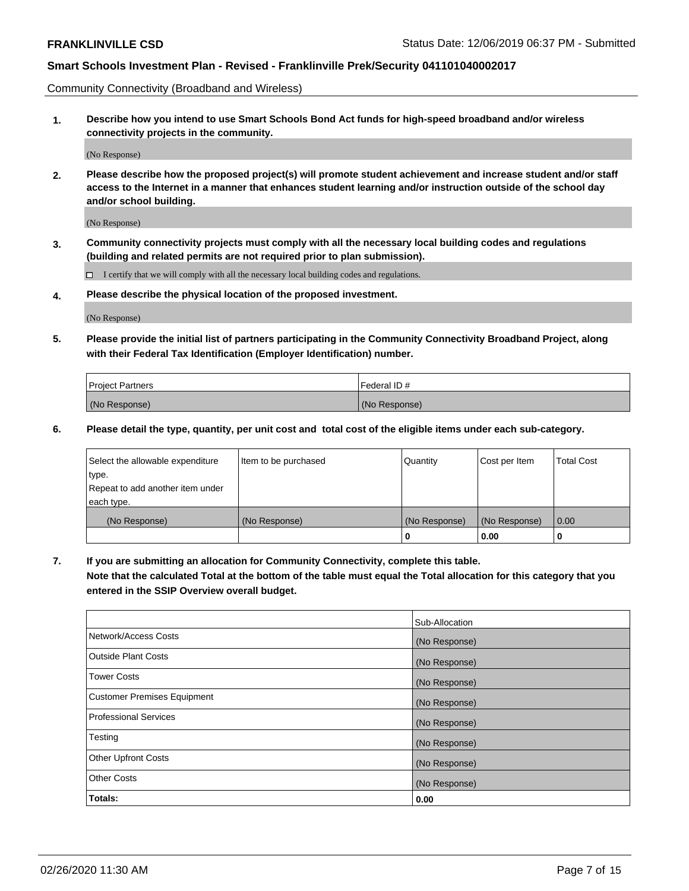Community Connectivity (Broadband and Wireless)

**1. Describe how you intend to use Smart Schools Bond Act funds for high-speed broadband and/or wireless connectivity projects in the community.**

(No Response)

**2. Please describe how the proposed project(s) will promote student achievement and increase student and/or staff access to the Internet in a manner that enhances student learning and/or instruction outside of the school day and/or school building.**

(No Response)

**3. Community connectivity projects must comply with all the necessary local building codes and regulations (building and related permits are not required prior to plan submission).**

☐ I certify that we will comply with all the necessary local building codes and regulations.

**4. Please describe the physical location of the proposed investment.**

(No Response)

**5. Please provide the initial list of partners participating in the Community Connectivity Broadband Project, along with their Federal Tax Identification (Employer Identification) number.**

| Project Partners | Federal ID # |
|---|---|
| (No Response) | (No Response) |

**6. Please detail the type, quantity, per unit cost and total cost of the eligible items under each sub-category.**

| Select the allowable expenditure type. Repeat to add another item under each type. | Item to be purchased | Quantity | Cost per Item | Total Cost |
|---|---|---|---|---|
| (No Response) | (No Response) | (No Response) | (No Response) | 0.00 |
| | | **0** | **0.00** | **0** |

**7. If you are submitting an allocation for Community Connectivity, complete this table. Note that the calculated Total at the bottom of the table must equal the Total allocation for this category that you entered in the SSIP Overview overall budget.**

| | Sub-Allocation |
|---|---|
| Network/Access Costs | (No Response) |
| Outside Plant Costs | (No Response) |
| Tower Costs | (No Response) |
| Customer Premises Equipment | (No Response) |
| Professional Services | (No Response) |
| Testing | (No Response) |
| Other Upfront Costs | (No Response) |
| Other Costs | (No Response) |
| **Totals:** | **0.00** |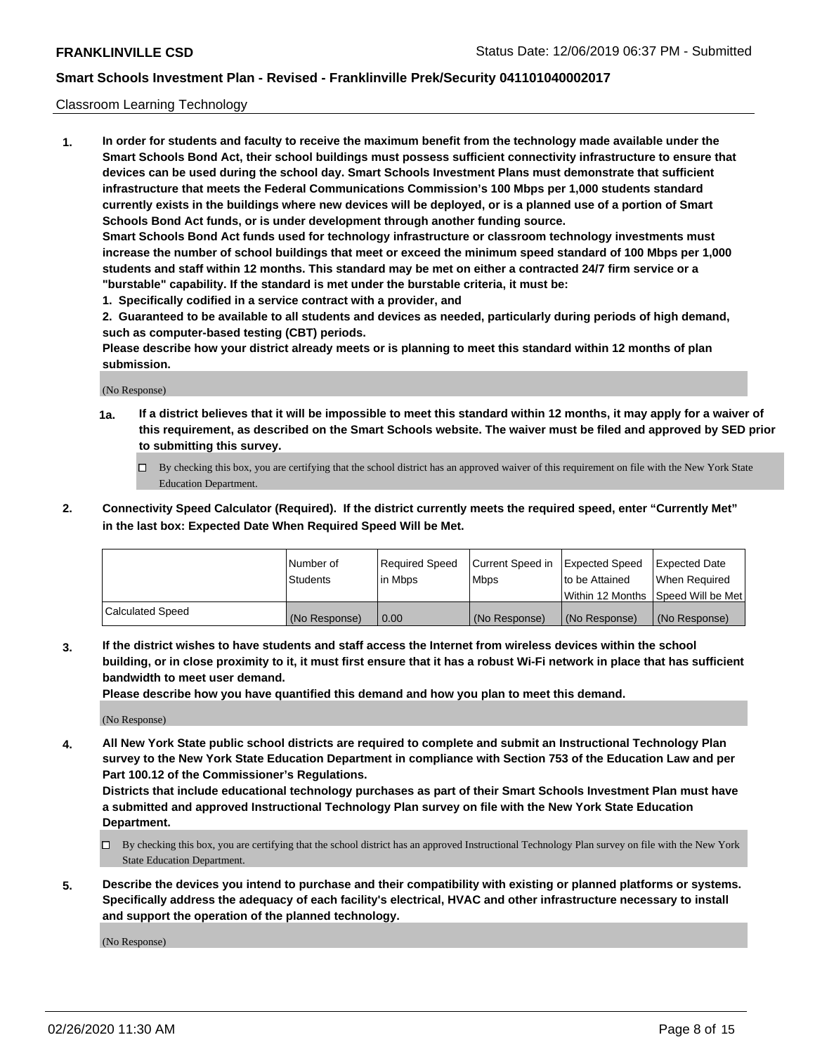Classroom Learning Technology

**1. In order for students and faculty to receive the maximum benefit from the technology made available under the Smart Schools Bond Act, their school buildings must possess sufficient connectivity infrastructure to ensure that devices can be used during the school day. Smart Schools Investment Plans must demonstrate that sufficient infrastructure that meets the Federal Communications Commission's 100 Mbps per 1,000 students standard currently exists in the buildings where new devices will be deployed, or is a planned use of a portion of Smart Schools Bond Act funds, or is under development through another funding source.**

**Smart Schools Bond Act funds used for technology infrastructure or classroom technology investments must increase the number of school buildings that meet or exceed the minimum speed standard of 100 Mbps per 1,000 students and staff within 12 months. This standard may be met on either a contracted 24/7 firm service or a "burstable" capability. If the standard is met under the burstable criteria, it must be:**

**1. Specifically codified in a service contract with a provider, and**

**2. Guaranteed to be available to all students and devices as needed, particularly during periods of high demand, such as computer-based testing (CBT) periods.**

**Please describe how your district already meets or is planning to meet this standard within 12 months of plan submission.**

(No Response)

**1a. If a district believes that it will be impossible to meet this standard within 12 months, it may apply for a waiver of this requirement, as described on the Smart Schools website. The waiver must be filed and approved by SED prior to submitting this survey.**

☐ By checking this box, you are certifying that the school district has an approved waiver of this requirement on file with the New York State Education Department.

**2. Connectivity Speed Calculator (Required). If the district currently meets the required speed, enter "Currently Met" in the last box: Expected Date When Required Speed Will be Met.**

| | Number of Students | Required Speed in Mbps | Current Speed in Mbps | Expected Speed to be Attained Within 12 Months | Expected Date When Required Speed Will be Met |
|---|---|---|---|---|---|
| Calculated Speed | (No Response) | 0.00 | (No Response) | (No Response) | (No Response) |

**3. If the district wishes to have students and staff access the Internet from wireless devices within the school building, or in close proximity to it, it must first ensure that it has a robust Wi-Fi network in place that has sufficient bandwidth to meet user demand.**

**Please describe how you have quantified this demand and how you plan to meet this demand.**

(No Response)

**4. All New York State public school districts are required to complete and submit an Instructional Technology Plan survey to the New York State Education Department in compliance with Section 753 of the Education Law and per Part 100.12 of the Commissioner's Regulations.**

**Districts that include educational technology purchases as part of their Smart Schools Investment Plan must have a submitted and approved Instructional Technology Plan survey on file with the New York State Education Department.**

☐ By checking this box, you are certifying that the school district has an approved Instructional Technology Plan survey on file with the New York State Education Department.

**5. Describe the devices you intend to purchase and their compatibility with existing or planned platforms or systems. Specifically address the adequacy of each facility's electrical, HVAC and other infrastructure necessary to install and support the operation of the planned technology.**

(No Response)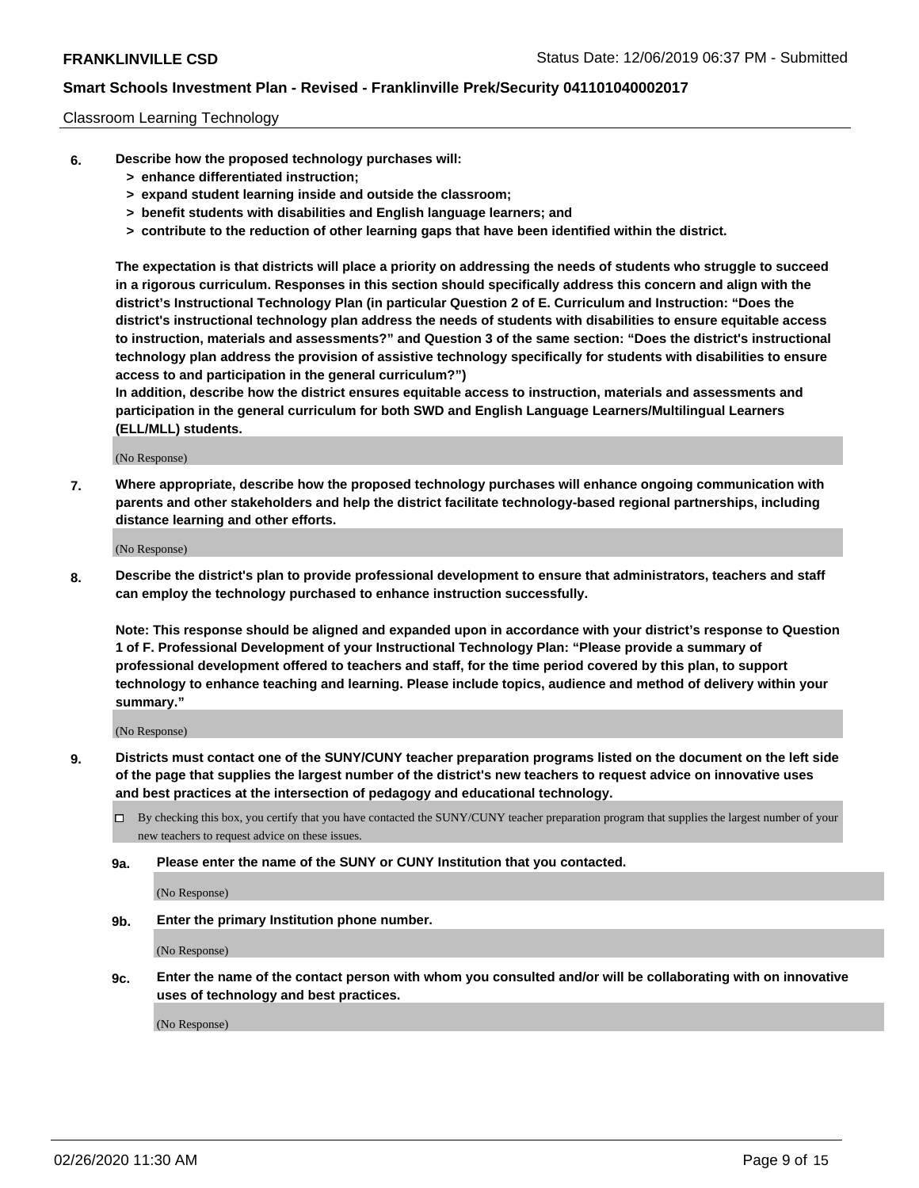Classroom Learning Technology

**6. Describe how the proposed technology purchases will:**
- **> enhance differentiated instruction;**
- **> expand student learning inside and outside the classroom;**
- **> benefit students with disabilities and English language learners; and**
- **> contribute to the reduction of other learning gaps that have been identified within the district.**

**The expectation is that districts will place a priority on addressing the needs of students who struggle to succeed in a rigorous curriculum. Responses in this section should specifically address this concern and align with the district's Instructional Technology Plan (in particular Question 2 of E. Curriculum and Instruction: "Does the district's instructional technology plan address the needs of students with disabilities to ensure equitable access to instruction, materials and assessments?" and Question 3 of the same section: "Does the district's instructional technology plan address the provision of assistive technology specifically for students with disabilities to ensure access to and participation in the general curriculum?")**

**In addition, describe how the district ensures equitable access to instruction, materials and assessments and participation in the general curriculum for both SWD and English Language Learners/Multilingual Learners (ELL/MLL) students.**

(No Response)

**7. Where appropriate, describe how the proposed technology purchases will enhance ongoing communication with parents and other stakeholders and help the district facilitate technology-based regional partnerships, including distance learning and other efforts.**

(No Response)

**8. Describe the district's plan to provide professional development to ensure that administrators, teachers and staff can employ the technology purchased to enhance instruction successfully.**

**Note: This response should be aligned and expanded upon in accordance with your district's response to Question 1 of F. Professional Development of your Instructional Technology Plan: "Please provide a summary of professional development offered to teachers and staff, for the time period covered by this plan, to support technology to enhance teaching and learning. Please include topics, audience and method of delivery within your summary."**

(No Response)

**9. Districts must contact one of the SUNY/CUNY teacher preparation programs listed on the document on the left side of the page that supplies the largest number of the district's new teachers to request advice on innovative uses and best practices at the intersection of pedagogy and educational technology.**

☐ By checking this box, you certify that you have contacted the SUNY/CUNY teacher preparation program that supplies the largest number of your new teachers to request advice on these issues.

**9a. Please enter the name of the SUNY or CUNY Institution that you contacted.**

(No Response)

**9b. Enter the primary Institution phone number.**

(No Response)

**9c. Enter the name of the contact person with whom you consulted and/or will be collaborating with on innovative uses of technology and best practices.**

(No Response)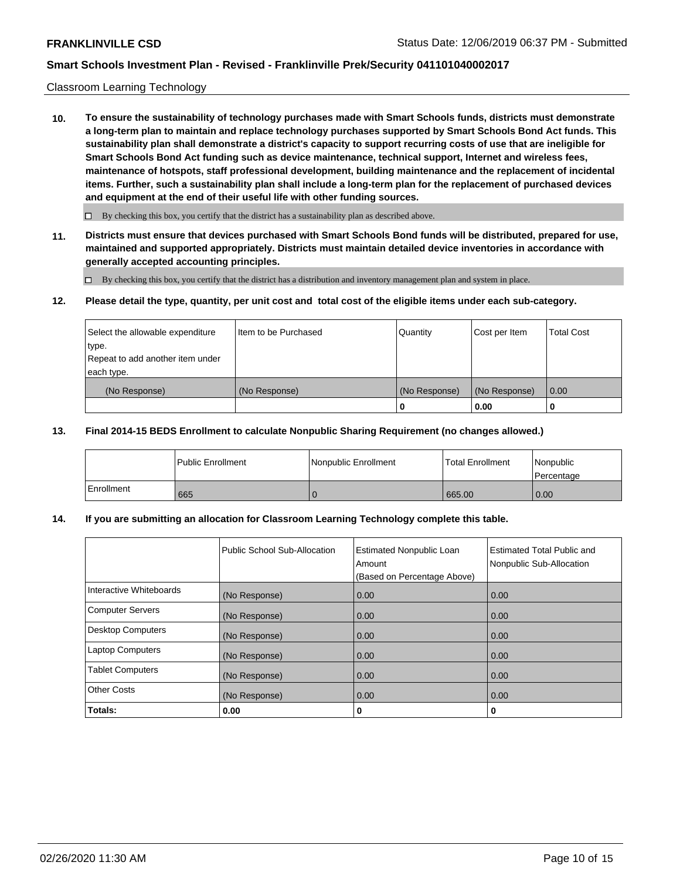Classroom Learning Technology

**10. To ensure the sustainability of technology purchases made with Smart Schools funds, districts must demonstrate a long-term plan to maintain and replace technology purchases supported by Smart Schools Bond Act funds. This sustainability plan shall demonstrate a district's capacity to support recurring costs of use that are ineligible for Smart Schools Bond Act funding such as device maintenance, technical support, Internet and wireless fees, maintenance of hotspots, staff professional development, building maintenance and the replacement of incidental items. Further, such a sustainability plan shall include a long-term plan for the replacement of purchased devices and equipment at the end of their useful life with other funding sources.**

☐ By checking this box, you certify that the district has a sustainability plan as described above.

**11. Districts must ensure that devices purchased with Smart Schools Bond funds will be distributed, prepared for use, maintained and supported appropriately. Districts must maintain detailed device inventories in accordance with generally accepted accounting principles.**

☐ By checking this box, you certify that the district has a distribution and inventory management plan and system in place.

**12. Please detail the type, quantity, per unit cost and total cost of the eligible items under each sub-category.**

| Select the allowable expenditure type. Repeat to add another item under each type. | Item to be Purchased | Quantity | Cost per Item | Total Cost |
|---|---|---|---|---|
| (No Response) | (No Response) | (No Response) | (No Response) | 0.00 |
| | | **0** | **0.00** | **0** |

**13. Final 2014-15 BEDS Enrollment to calculate Nonpublic Sharing Requirement (no changes allowed.)**

| | Public Enrollment | Nonpublic Enrollment | Total Enrollment | Nonpublic Percentage |
|---|---|---|---|---|
| Enrollment | 665 | 0 | 665.00 | 0.00 |

**14. If you are submitting an allocation for Classroom Learning Technology complete this table.**

| | Public School Sub-Allocation | Estimated Nonpublic Loan Amount (Based on Percentage Above) | Estimated Total Public and Nonpublic Sub-Allocation |
|---|---|---|---|
| Interactive Whiteboards | (No Response) | 0.00 | 0.00 |
| Computer Servers | (No Response) | 0.00 | 0.00 |
| Desktop Computers | (No Response) | 0.00 | 0.00 |
| Laptop Computers | (No Response) | 0.00 | 0.00 |
| Tablet Computers | (No Response) | 0.00 | 0.00 |
| Other Costs | (No Response) | 0.00 | 0.00 |
| **Totals:** | **0.00** | **0** | **0** |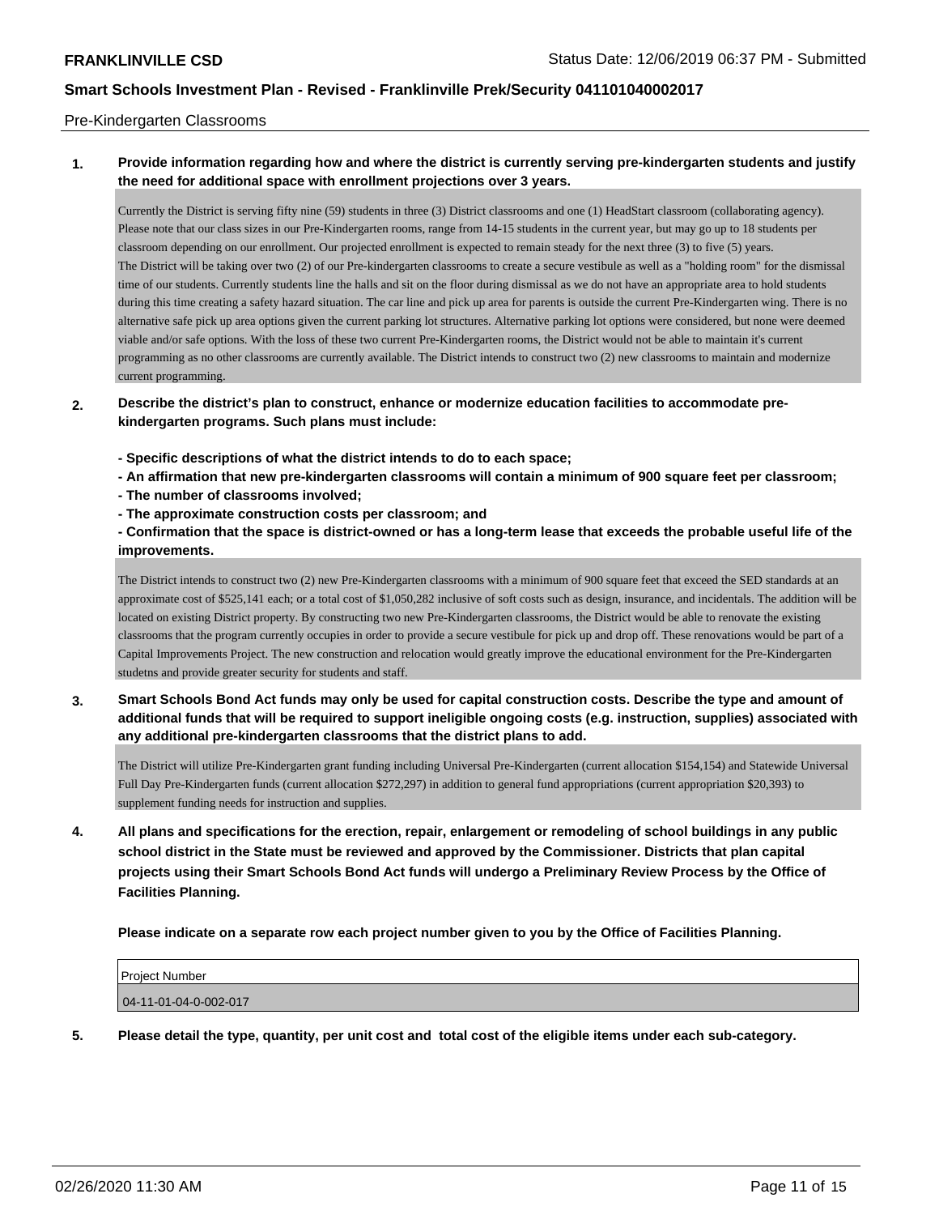Pre-Kindergarten Classrooms

**1. Provide information regarding how and where the district is currently serving pre-kindergarten students and justify the need for additional space with enrollment projections over 3 years.**

Currently the District is serving fifty nine (59) students in three (3) District classrooms and one (1) HeadStart classroom (collaborating agency). Please note that our class sizes in our Pre-Kindergarten rooms, range from 14-15 students in the current year, but may go up to 18 students per classroom depending on our enrollment. Our projected enrollment is expected to remain steady for the next three (3) to five (5) years.
The District will be taking over two (2) of our Pre-kindergarten classrooms to create a secure vestibule as well as a "holding room" for the dismissal time of our students. Currently students line the halls and sit on the floor during dismissal as we do not have an appropriate area to hold students during this time creating a safety hazard situation. The car line and pick up area for parents is outside the current Pre-Kindergarten wing. There is no alternative safe pick up area options given the current parking lot structures. Alternative parking lot options were considered, but none were deemed viable and/or safe options. With the loss of these two current Pre-Kindergarten rooms, the District would not be able to maintain it's current programming as no other classrooms are currently available. The District intends to construct two (2) new classrooms to maintain and modernize current programming.

**2. Describe the district's plan to construct, enhance or modernize education facilities to accommodate pre-kindergarten programs. Such plans must include:**

**- Specific descriptions of what the district intends to do to each space;**
**- An affirmation that new pre-kindergarten classrooms will contain a minimum of 900 square feet per classroom;**
**- The number of classrooms involved;**
**- The approximate construction costs per classroom; and**
**- Confirmation that the space is district-owned or has a long-term lease that exceeds the probable useful life of the improvements.**

The District intends to construct two (2) new Pre-Kindergarten classrooms with a minimum of 900 square feet that exceed the SED standards at an approximate cost of $525,141 each; or a total cost of $1,050,282 inclusive of soft costs such as design, insurance, and incidentals. The addition will be located on existing District property. By constructing two new Pre-Kindergarten classrooms, the District would be able to renovate the existing classrooms that the program currently occupies in order to provide a secure vestibule for pick up and drop off. These renovations would be part of a Capital Improvements Project. The new construction and relocation would greatly improve the educational environment for the Pre-Kindergarten studetns and provide greater security for students and staff.

**3. Smart Schools Bond Act funds may only be used for capital construction costs. Describe the type and amount of additional funds that will be required to support ineligible ongoing costs (e.g. instruction, supplies) associated with any additional pre-kindergarten classrooms that the district plans to add.**

The District will utilize Pre-Kindergarten grant funding including Universal Pre-Kindergarten (current allocation $154,154) and Statewide Universal Full Day Pre-Kindergarten funds (current allocation $272,297) in addition to general fund appropriations (current appropriation $20,393) to supplement funding needs for instruction and supplies.

**4. All plans and specifications for the erection, repair, enlargement or remodeling of school buildings in any public school district in the State must be reviewed and approved by the Commissioner. Districts that plan capital projects using their Smart Schools Bond Act funds will undergo a Preliminary Review Process by the Office of Facilities Planning.**

**Please indicate on a separate row each project number given to you by the Office of Facilities Planning.**

| Project Number |
|---|
| 04-11-01-04-0-002-017 |

**5. Please detail the type, quantity, per unit cost and total cost of the eligible items under each sub-category.**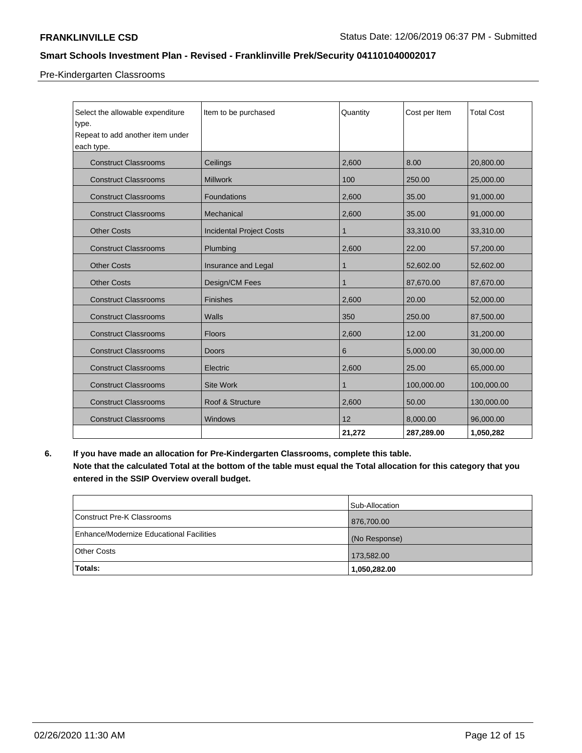Pre-Kindergarten Classrooms

| Select the allowable expenditure type. Repeat to add another item under each type. | Item to be purchased | Quantity | Cost per Item | Total Cost |
|---|---|---|---|---|
| Construct Classrooms | Ceilings | 2,600 | 8.00 | 20,800.00 |
| Construct Classrooms | Millwork | 100 | 250.00 | 25,000.00 |
| Construct Classrooms | Foundations | 2,600 | 35.00 | 91,000.00 |
| Construct Classrooms | Mechanical | 2,600 | 35.00 | 91,000.00 |
| Other Costs | Incidental Project Costs | 1 | 33,310.00 | 33,310.00 |
| Construct Classrooms | Plumbing | 2,600 | 22.00 | 57,200.00 |
| Other Costs | Insurance and Legal | 1 | 52,602.00 | 52,602.00 |
| Other Costs | Design/CM Fees | 1 | 87,670.00 | 87,670.00 |
| Construct Classrooms | Finishes | 2,600 | 20.00 | 52,000.00 |
| Construct Classrooms | Walls | 350 | 250.00 | 87,500.00 |
| Construct Classrooms | Floors | 2,600 | 12.00 | 31,200.00 |
| Construct Classrooms | Doors | 6 | 5,000.00 | 30,000.00 |
| Construct Classrooms | Electric | 2,600 | 25.00 | 65,000.00 |
| Construct Classrooms | Site Work | 1 | 100,000.00 | 100,000.00 |
| Construct Classrooms | Roof & Structure | 2,600 | 50.00 | 130,000.00 |
| Construct Classrooms | Windows | 12 | 8,000.00 | 96,000.00 |
| | | **21,272** | **287,289.00** | **1,050,282** |

**6. If you have made an allocation for Pre-Kindergarten Classrooms, complete this table. Note that the calculated Total at the bottom of the table must equal the Total allocation for this category that you entered in the SSIP Overview overall budget.**

| | Sub-Allocation |
|---|---|
| Construct Pre-K Classrooms | 876,700.00 |
| Enhance/Modernize Educational Facilities | (No Response) |
| Other Costs | 173,582.00 |
| **Totals:** | **1,050,282.00** |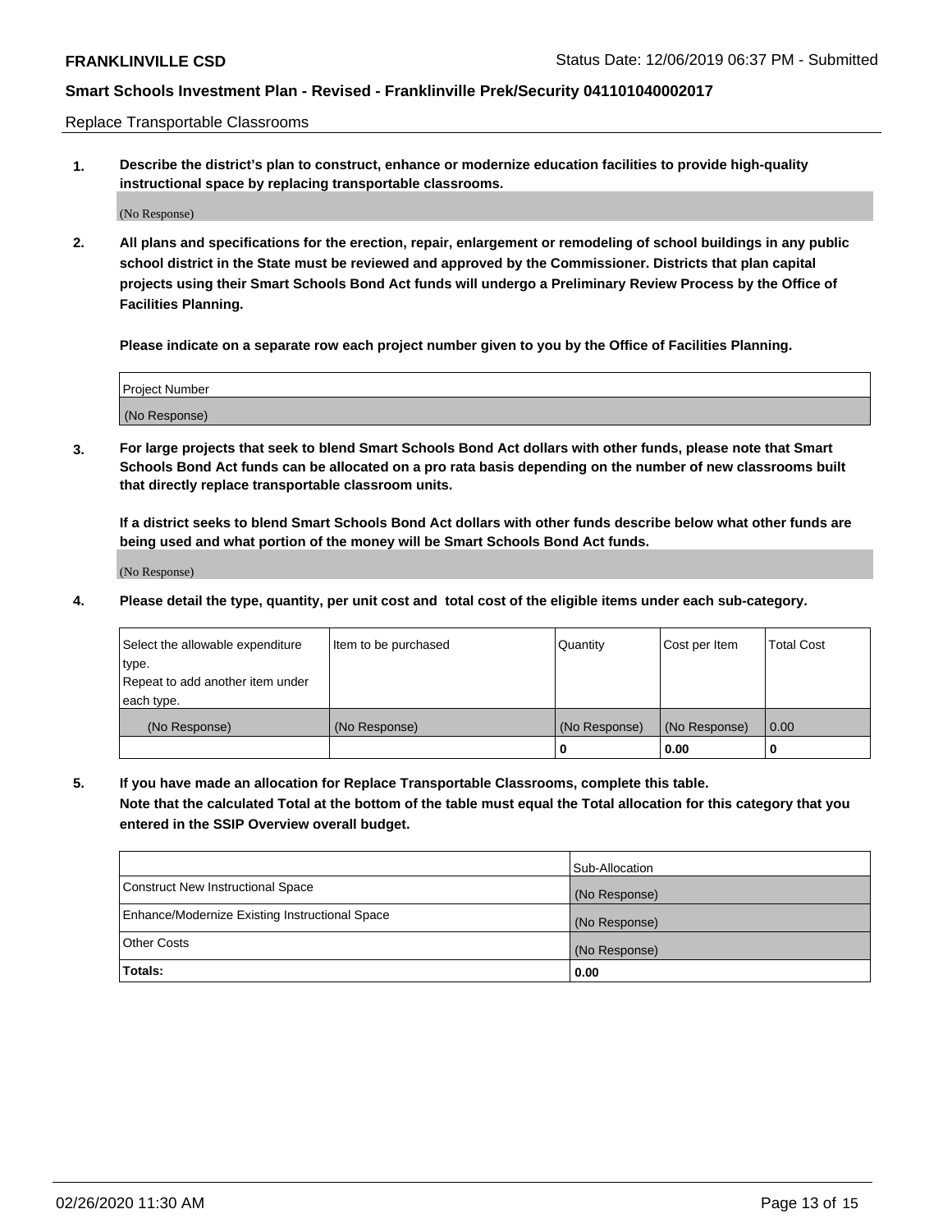Replace Transportable Classrooms

1. **Describe the district's plan to construct, enhance or modernize education facilities to provide high-quality instructional space by replacing transportable classrooms.**

(No Response)

2. **All plans and specifications for the erection, repair, enlargement or remodeling of school buildings in any public school district in the State must be reviewed and approved by the Commissioner. Districts that plan capital projects using their Smart Schools Bond Act funds will undergo a Preliminary Review Process by the Office of Facilities Planning.**

**Please indicate on a separate row each project number given to you by the Office of Facilities Planning.**

| Project Number |
| --- |
| (No Response) |

3. **For large projects that seek to blend Smart Schools Bond Act dollars with other funds, please note that Smart Schools Bond Act funds can be allocated on a pro rata basis depending on the number of new classrooms built that directly replace transportable classroom units.**

**If a district seeks to blend Smart Schools Bond Act dollars with other funds describe below what other funds are being used and what portion of the money will be Smart Schools Bond Act funds.**

(No Response)

4. **Please detail the type, quantity, per unit cost and total cost of the eligible items under each sub-category.**

| Select the allowable expenditure type. Repeat to add another item under each type. | Item to be purchased | Quantity | Cost per Item | Total Cost |
| --- | --- | --- | --- | --- |
| (No Response) | (No Response) | (No Response) | (No Response) | 0.00 |
| | | 0 | 0.00 | 0 |

5. **If you have made an allocation for Replace Transportable Classrooms, complete this table. Note that the calculated Total at the bottom of the table must equal the Total allocation for this category that you entered in the SSIP Overview overall budget.**

| | Sub-Allocation |
| --- | --- |
| Construct New Instructional Space | (No Response) |
| Enhance/Modernize Existing Instructional Space | (No Response) |
| Other Costs | (No Response) |
| **Totals:** | **0.00** |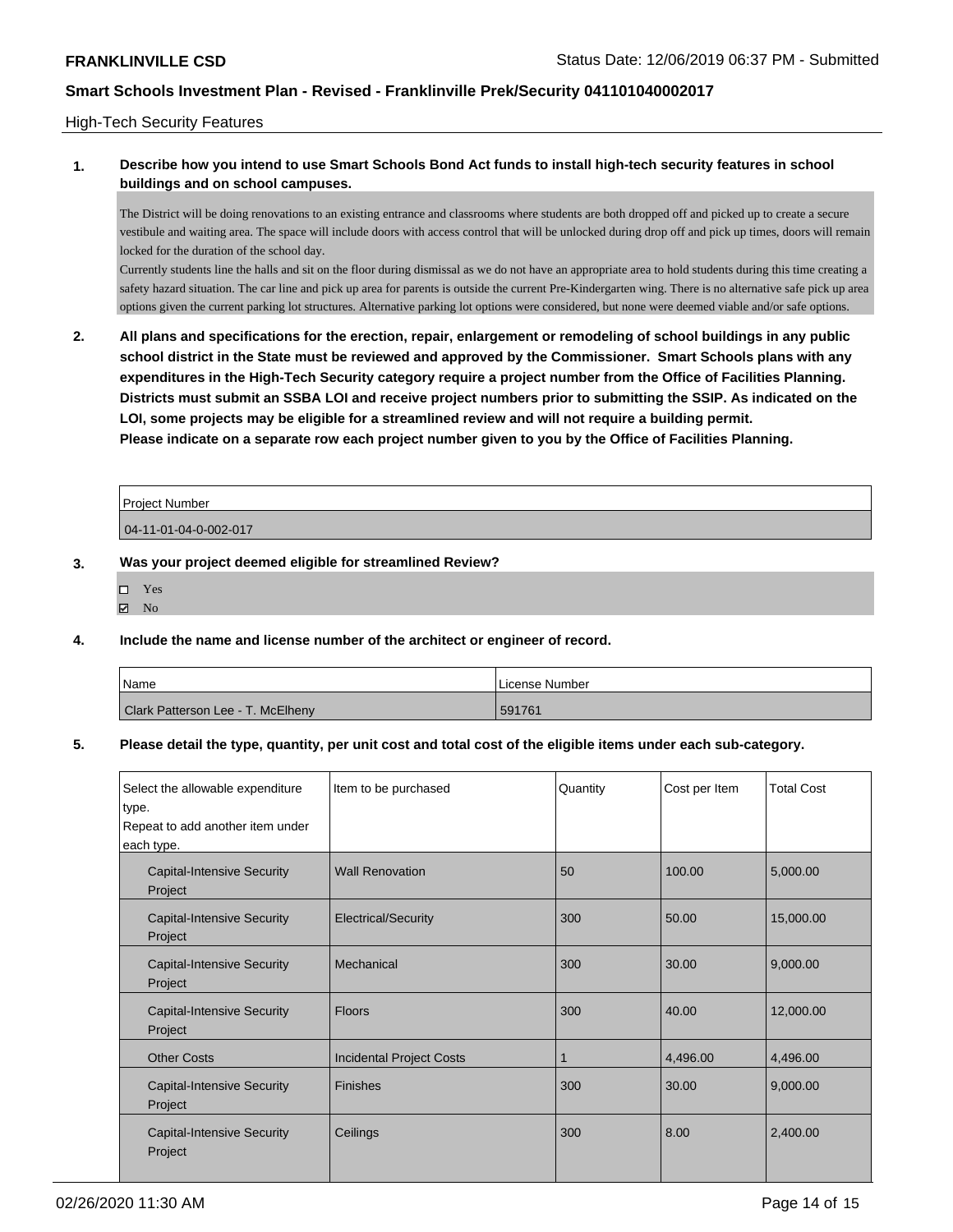**FRANKLINVILLE CSD** Status Date: 12/06/2019 06:37 PM - Submitted

**Smart Schools Investment Plan - Revised - Franklinville Prek/Security 041101040002017**

High-Tech Security Features

**1. Describe how you intend to use Smart Schools Bond Act funds to install high-tech security features in school buildings and on school campuses.**

The District will be doing renovations to an existing entrance and classrooms where students are both dropped off and picked up to create a secure vestibule and waiting area. The space will include doors with access control that will be unlocked during drop off and pick up times, doors will remain locked for the duration of the school day.
Currently students line the halls and sit on the floor during dismissal as we do not have an appropriate area to hold students during this time creating a safety hazard situation. The car line and pick up area for parents is outside the current Pre-Kindergarten wing. There is no alternative safe pick up area options given the current parking lot structures. Alternative parking lot options were considered, but none were deemed viable and/or safe options.

**2. All plans and specifications for the erection, repair, enlargement or remodeling of school buildings in any public school district in the State must be reviewed and approved by the Commissioner. Smart Schools plans with any expenditures in the High-Tech Security category require a project number from the Office of Facilities Planning. Districts must submit an SSBA LOI and receive project numbers prior to submitting the SSIP. As indicated on the LOI, some projects may be eligible for a streamlined review and will not require a building permit.**
**Please indicate on a separate row each project number given to you by the Office of Facilities Planning.**

| Project Number |
|---|
| 04-11-01-04-0-002-017 |

**3. Was your project deemed eligible for streamlined Review?**

- ☐ Yes
- ☑ No

**4. Include the name and license number of the architect or engineer of record.**

| Name | License Number |
|---|---|
| Clark Patterson Lee - T. McElheny | 591761 |

**5. Please detail the type, quantity, per unit cost and total cost of the eligible items under each sub-category.**

| Select the allowable expenditure type. Repeat to add another item under each type. | Item to be purchased | Quantity | Cost per Item | Total Cost |
|---|---|---|---|---|
| Capital-Intensive Security Project | Wall Renovation | 50 | 100.00 | 5,000.00 |
| Capital-Intensive Security Project | Electrical/Security | 300 | 50.00 | 15,000.00 |
| Capital-Intensive Security Project | Mechanical | 300 | 30.00 | 9,000.00 |
| Capital-Intensive Security Project | Floors | 300 | 40.00 | 12,000.00 |
| Other Costs | Incidental Project Costs | 1 | 4,496.00 | 4,496.00 |
| Capital-Intensive Security Project | Finishes | 300 | 30.00 | 9,000.00 |
| Capital-Intensive Security Project | Ceilings | 300 | 8.00 | 2,400.00 |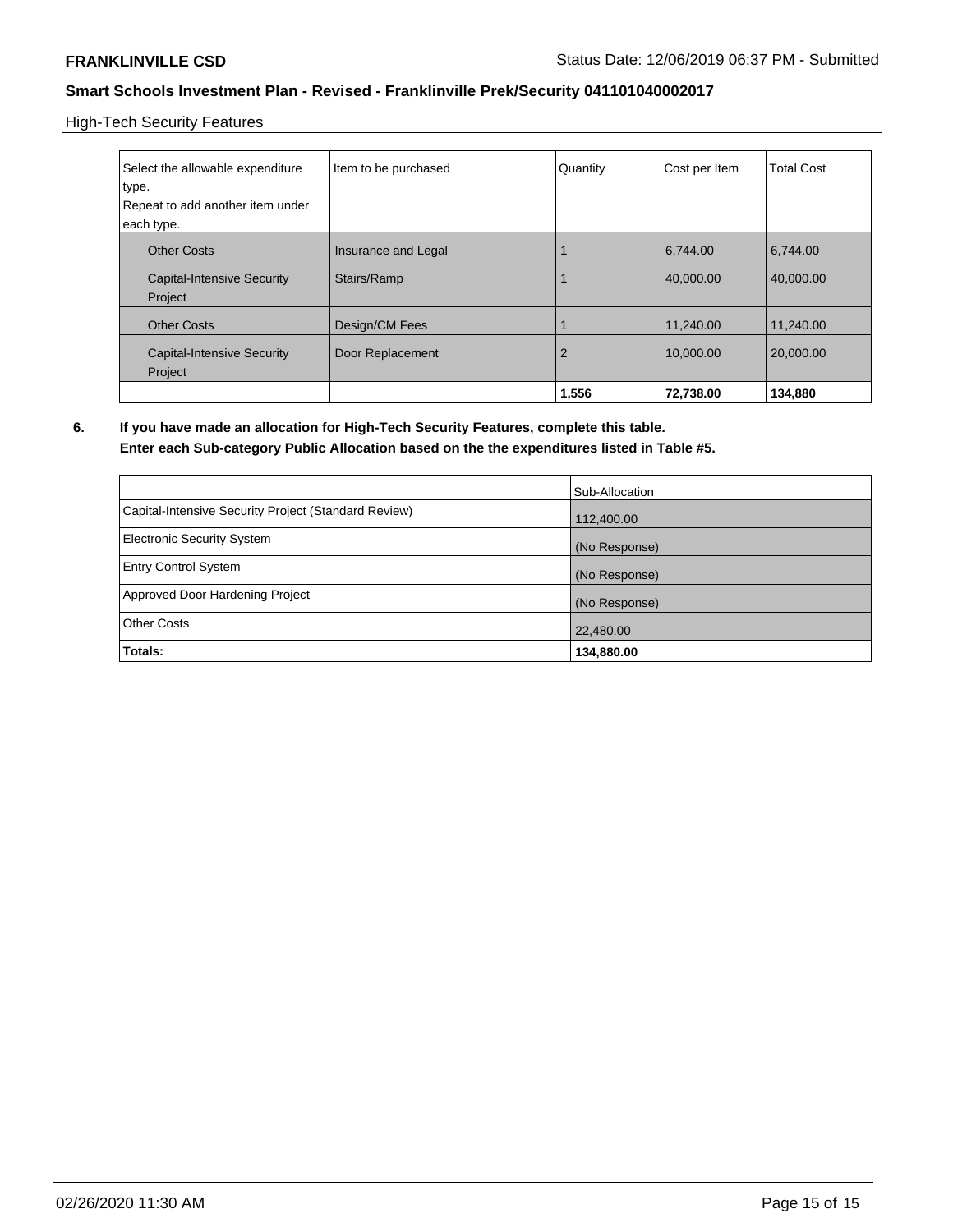High-Tech Security Features

| Select the allowable expenditure type.<br>Repeat to add another item under each type. | Item to be purchased | Quantity | Cost per Item | Total Cost |
|---|---|---|---|---|
| Other Costs | Insurance and Legal | 1 | 6,744.00 | 6,744.00 |
| Capital-Intensive Security Project | Stairs/Ramp | 1 | 40,000.00 | 40,000.00 |
| Other Costs | Design/CM Fees | 1 | 11,240.00 | 11,240.00 |
| Capital-Intensive Security Project | Door Replacement | 2 | 10,000.00 | 20,000.00 |
| | | **1,556** | **72,738.00** | **134,880** |

**6. If you have made an allocation for High-Tech Security Features, complete this table. Enter each Sub-category Public Allocation based on the the expenditures listed in Table #5.**

| | Sub-Allocation |
|---|---|
| Capital-Intensive Security Project (Standard Review) | 112,400.00 |
| Electronic Security System | (No Response) |
| Entry Control System | (No Response) |
| Approved Door Hardening Project | (No Response) |
| Other Costs | 22,480.00 |
| **Totals:** | **134,880.00** |